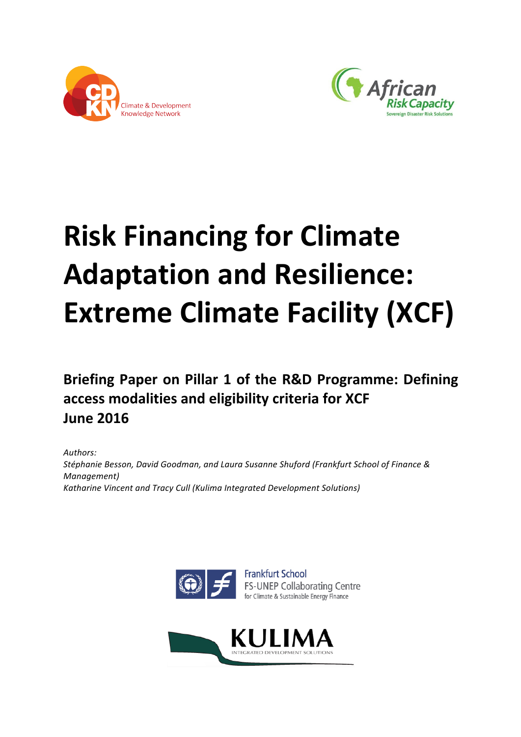Climate & Development Knowledge Network

African Risk Capacity
Sovereign Disaster Risk Solutions

# Risk Financing for Climate Adaptation and Resilience: Extreme Climate Facility (XCF)

## Briefing Paper on Pillar 1 of the R&D Programme: Defining access modalities and eligibility criteria for XCF
## June 2016

*Authors:*
*Stéphanie Besson, David Goodman, and Laura Susanne Shuford (Frankfurt School of Finance & Management)*
*Katharine Vincent and Tracy Cull (Kulima Integrated Development Solutions)*

Frankfurt School
FS-UNEP Collaborating Centre
for Climate & Sustainable Energy Finance

KULIMA
INTEGRATED DEVELOPMENT SOLUTIONS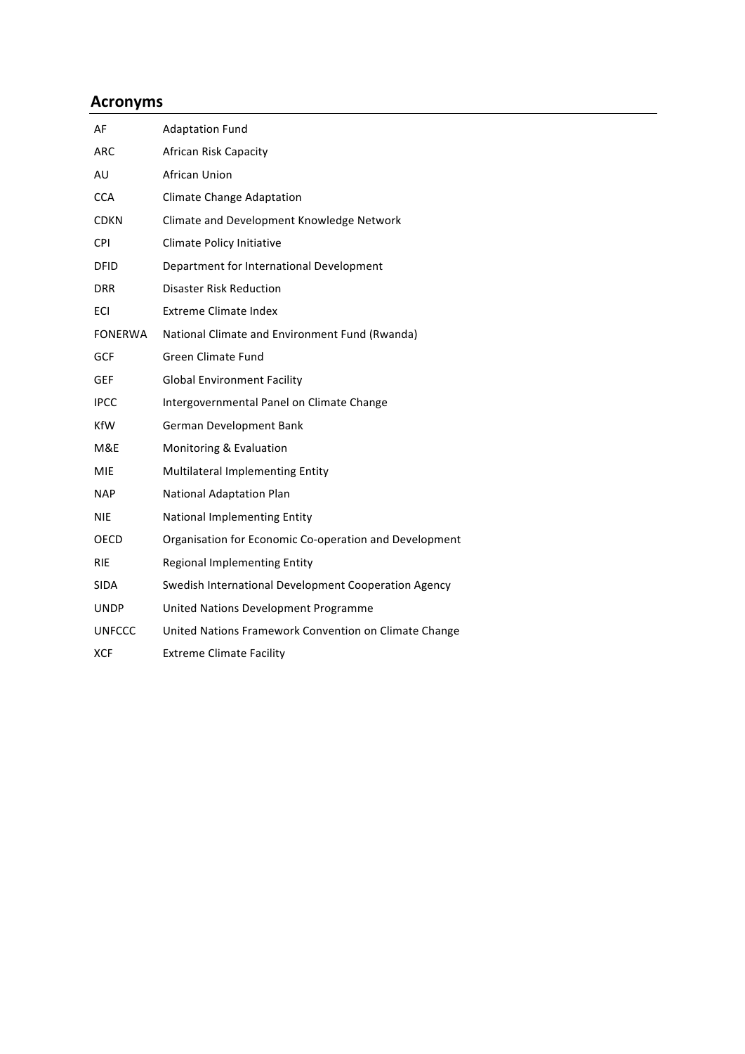## Acronyms

| | |
|---|---|
| AF | Adaptation Fund |
| ARC | African Risk Capacity |
| AU | African Union |
| CCA | Climate Change Adaptation |
| CDKN | Climate and Development Knowledge Network |
| CPI | Climate Policy Initiative |
| DFID | Department for International Development |
| DRR | Disaster Risk Reduction |
| ECI | Extreme Climate Index |
| FONERWA | National Climate and Environment Fund (Rwanda) |
| GCF | Green Climate Fund |
| GEF | Global Environment Facility |
| IPCC | Intergovernmental Panel on Climate Change |
| KfW | German Development Bank |
| M&E | Monitoring & Evaluation |
| MIE | Multilateral Implementing Entity |
| NAP | National Adaptation Plan |
| NIE | National Implementing Entity |
| OECD | Organisation for Economic Co-operation and Development |
| RIE | Regional Implementing Entity |
| SIDA | Swedish International Development Cooperation Agency |
| UNDP | United Nations Development Programme |
| UNFCCC | United Nations Framework Convention on Climate Change |
| XCF | Extreme Climate Facility |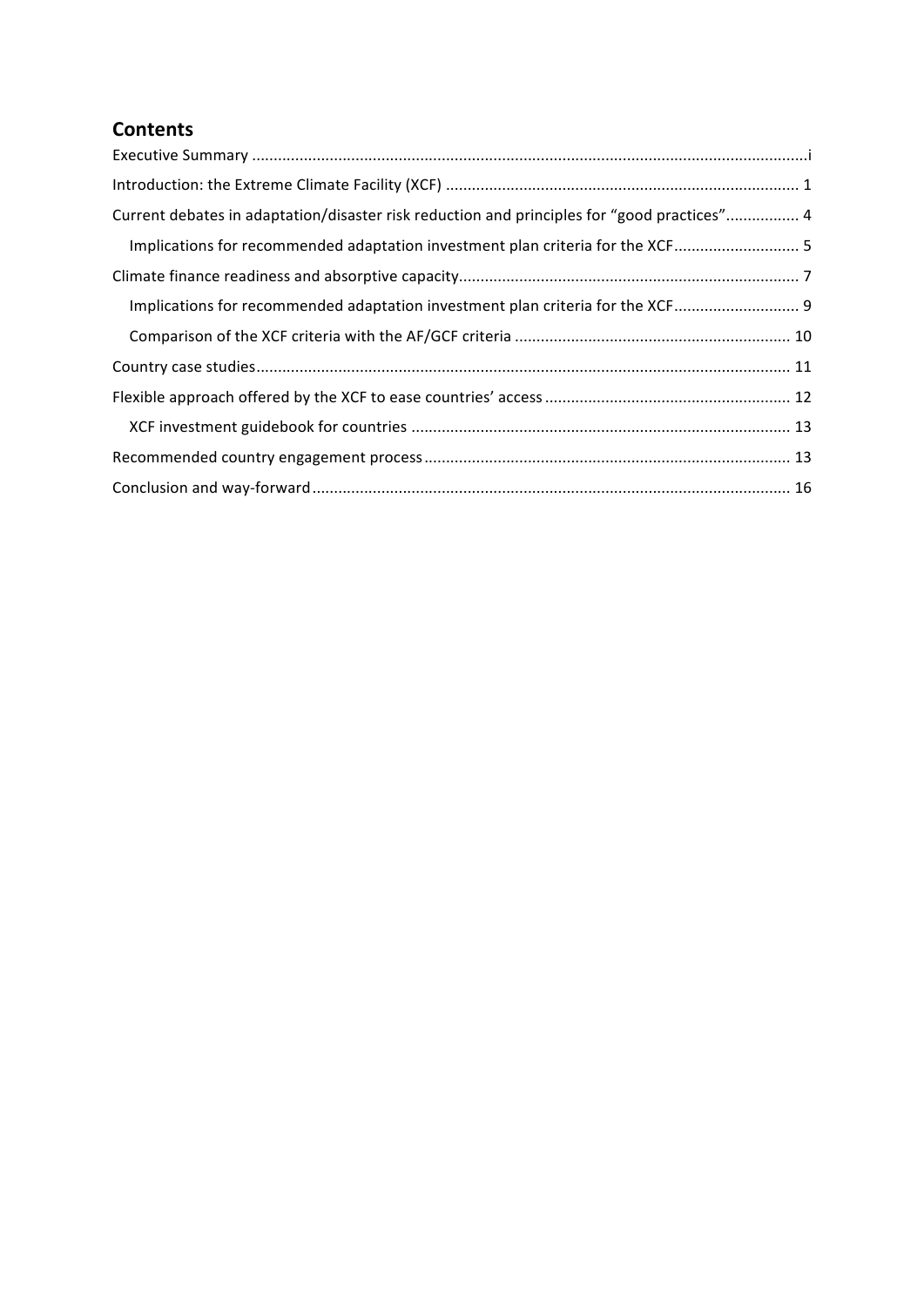## Contents

Executive Summary ....................................................................................................................................i

Introduction: the Extreme Climate Facility (XCF) ................................................................................. 1

Current debates in adaptation/disaster risk reduction and principles for "good practices"................. 4

- Implications for recommended adaptation investment plan criteria for the XCF............................ 5

Climate finance readiness and absorptive capacity.............................................................................. 7

- Implications for recommended adaptation investment plan criteria for the XCF............................ 9
- Comparison of the XCF criteria with the AF/GCF criteria ................................................................ 10

Country case studies............................................................................................................................ 11

Flexible approach offered by the XCF to ease countries' access ......................................................... 12

- XCF investment guidebook for countries ....................................................................................... 13

Recommended country engagement process..................................................................................... 13

Conclusion and way-forward.............................................................................................................. 16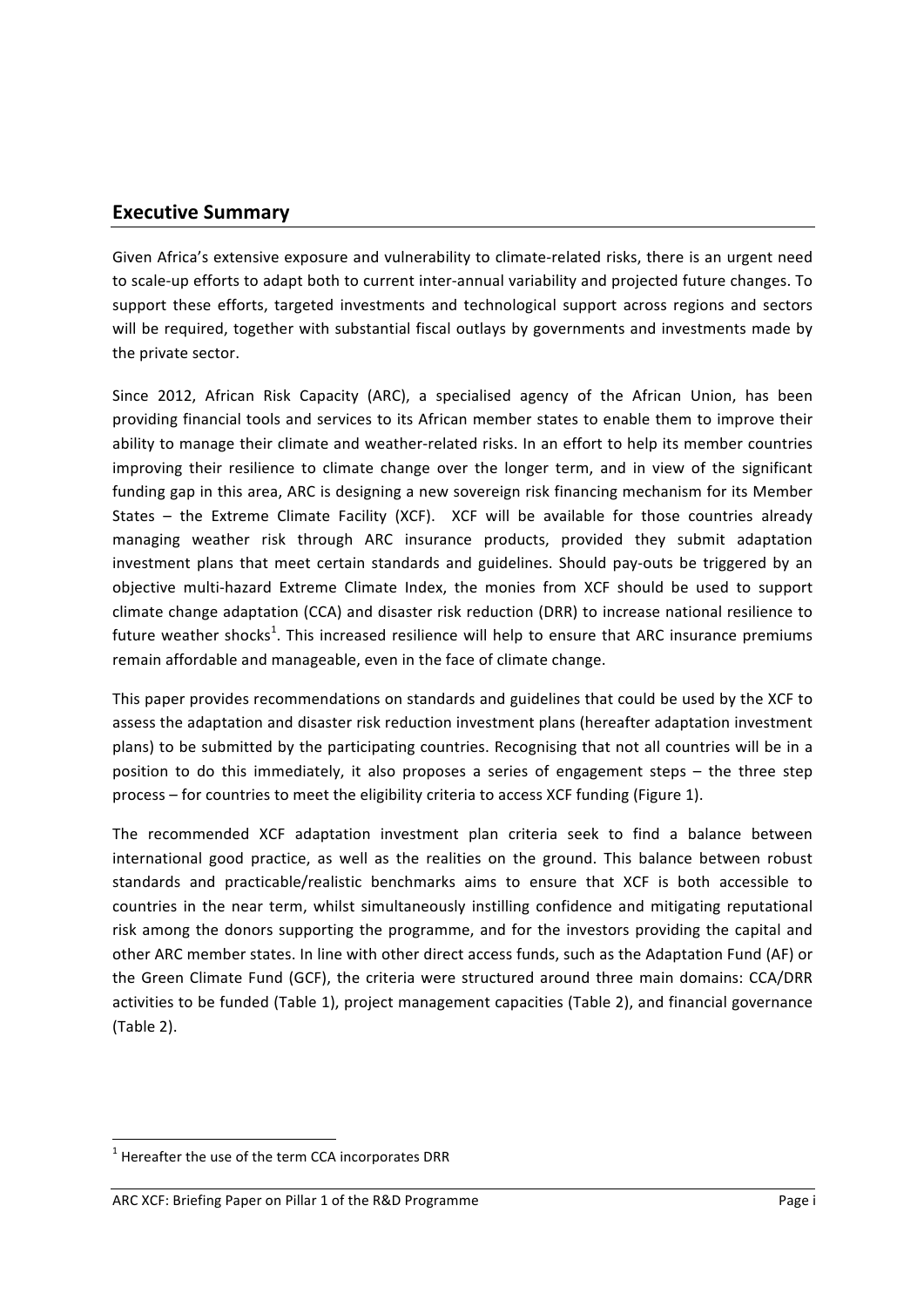## Executive Summary

Given Africa's extensive exposure and vulnerability to climate-related risks, there is an urgent need to scale-up efforts to adapt both to current inter-annual variability and projected future changes. To support these efforts, targeted investments and technological support across regions and sectors will be required, together with substantial fiscal outlays by governments and investments made by the private sector.

Since 2012, African Risk Capacity (ARC), a specialised agency of the African Union, has been providing financial tools and services to its African member states to enable them to improve their ability to manage their climate and weather-related risks. In an effort to help its member countries improving their resilience to climate change over the longer term, and in view of the significant funding gap in this area, ARC is designing a new sovereign risk financing mechanism for its Member States – the Extreme Climate Facility (XCF). XCF will be available for those countries already managing weather risk through ARC insurance products, provided they submit adaptation investment plans that meet certain standards and guidelines. Should pay-outs be triggered by an objective multi-hazard Extreme Climate Index, the monies from XCF should be used to support climate change adaptation (CCA) and disaster risk reduction (DRR) to increase national resilience to future weather shocks[1]. This increased resilience will help to ensure that ARC insurance premiums remain affordable and manageable, even in the face of climate change.

This paper provides recommendations on standards and guidelines that could be used by the XCF to assess the adaptation and disaster risk reduction investment plans (hereafter adaptation investment plans) to be submitted by the participating countries. Recognising that not all countries will be in a position to do this immediately, it also proposes a series of engagement steps – the three step process – for countries to meet the eligibility criteria to access XCF funding (Figure 1).

The recommended XCF adaptation investment plan criteria seek to find a balance between international good practice, as well as the realities on the ground. This balance between robust standards and practicable/realistic benchmarks aims to ensure that XCF is both accessible to countries in the near term, whilst simultaneously instilling confidence and mitigating reputational risk among the donors supporting the programme, and for the investors providing the capital and other ARC member states. In line with other direct access funds, such as the Adaptation Fund (AF) or the Green Climate Fund (GCF), the criteria were structured around three main domains: CCA/DRR activities to be funded (Table 1), project management capacities (Table 2), and financial governance (Table 2).

[1] Hereafter the use of the term CCA incorporates DRR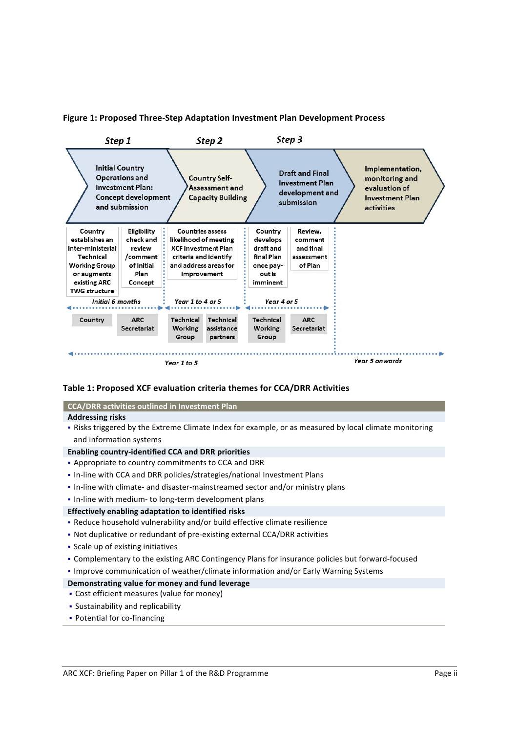**Figure 1: Proposed Three-Step Adaptation Investment Plan Development Process**

| Step 1 | | Step 2 | Step 3 | | |
|---|---|---|---|---|---|
| Initial Country Operations and Investment Plan: Concept development and submission | | Country Self-Assessment and Capacity Building | Draft and Final Investment Plan development and submission | | Implementation, monitoring and evaluation of Investment Plan activities |
| Country establishes an inter-ministerial Technical Working Group or augments existing ARC TWG structure | Eligibility check and review /comment of Initial Plan Concept | Countries assess likelihood of meeting XCF Investment Plan criteria and identify and address areas for improvement | Country develops draft and final Plan once pay-out is imminent | Review, comment and final assessment of Plan | |
| *Initial 6 months* | | *Year 1 to 4 or 5* | *Year 4 or 5* | | |
| Country | ARC Secretariat | Technical Working Group; Technical assistance partners | Technical Working Group | ARC Secretariat | |
| *Year 1 to 5* | | | | | *Year 5 onwards* |

**Table 1: Proposed XCF evaluation criteria themes for CCA/DRR Activities**

| CCA/DRR activities outlined in Investment Plan |
|---|
| **Addressing risks** |
| ▪ Risks triggered by the Extreme Climate Index for example, or as measured by local climate monitoring and information systems |
| **Enabling country-identified CCA and DRR priorities** |
| ▪ Appropriate to country commitments to CCA and DRR |
| ▪ In-line with CCA and DRR policies/strategies/national Investment Plans |
| ▪ In-line with climate- and disaster-mainstreamed sector and/or ministry plans |
| ▪ In-line with medium- to long-term development plans |
| **Effectively enabling adaptation to identified risks** |
| ▪ Reduce household vulnerability and/or build effective climate resilience |
| ▪ Not duplicative or redundant of pre-existing external CCA/DRR activities |
| ▪ Scale up of existing initiatives |
| ▪ Complementary to the existing ARC Contingency Plans for insurance policies but forward-focused |
| ▪ Improve communication of weather/climate information and/or Early Warning Systems |
| **Demonstrating value for money and fund leverage** |
| ▪ Cost efficient measures (value for money) |
| ▪ Sustainability and replicability |
| ▪ Potential for co-financing |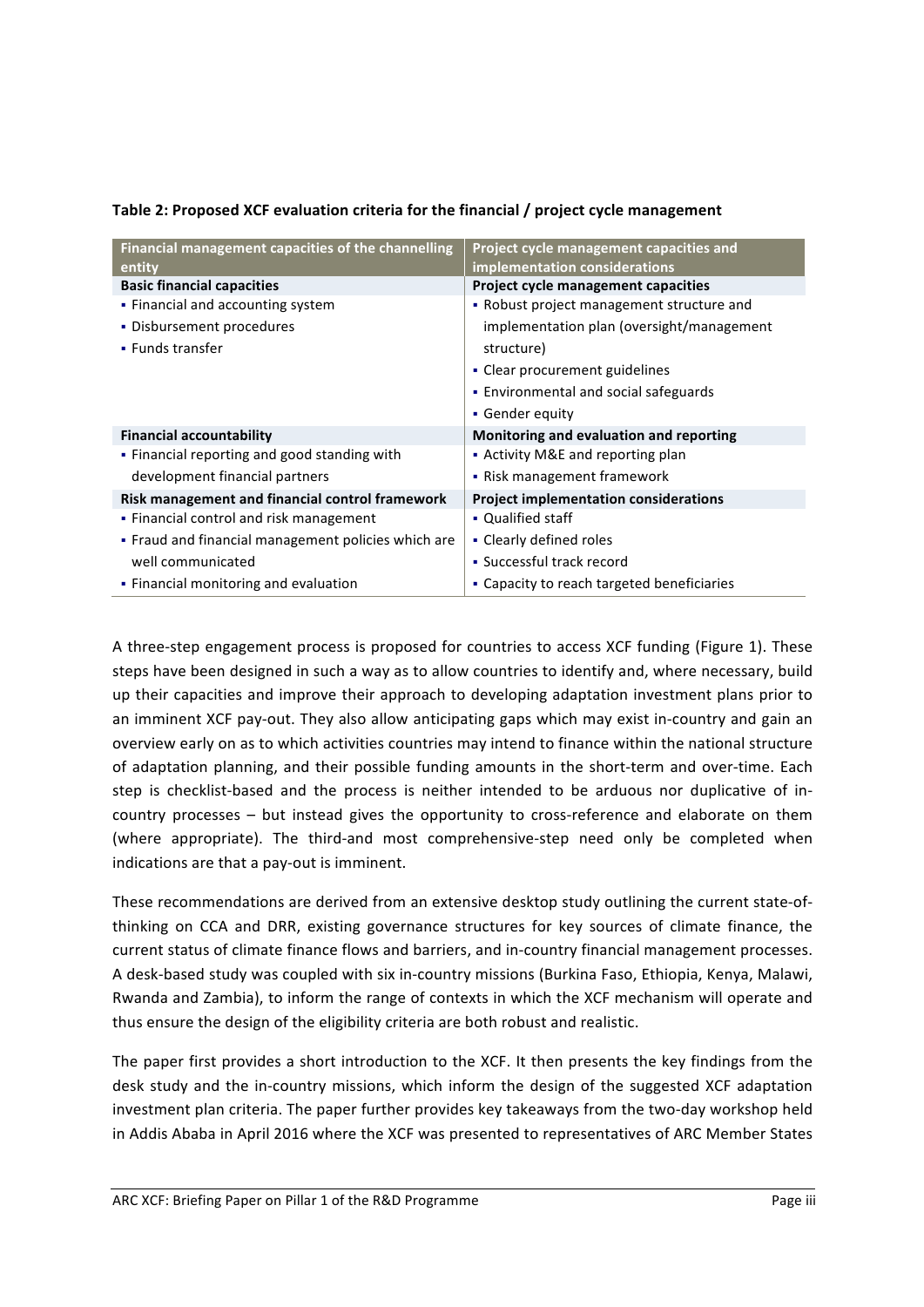**Table 2: Proposed XCF evaluation criteria for the financial / project cycle management**

| Financial management capacities of the channelling entity | Project cycle management capacities and implementation considerations |
|---|---|
| **Basic financial capacities** | **Project cycle management capacities** |
| ▪ Financial and accounting system<br>▪ Disbursement procedures<br>▪ Funds transfer | ▪ Robust project management structure and implementation plan (oversight/management structure)<br>▪ Clear procurement guidelines<br>▪ Environmental and social safeguards<br>▪ Gender equity |
| **Financial accountability** | **Monitoring and evaluation and reporting** |
| ▪ Financial reporting and good standing with development financial partners | ▪ Activity M&E and reporting plan<br>▪ Risk management framework |
| **Risk management and financial control framework** | **Project implementation considerations** |
| ▪ Financial control and risk management<br>▪ Fraud and financial management policies which are well communicated<br>▪ Financial monitoring and evaluation | ▪ Qualified staff<br>▪ Clearly defined roles<br>▪ Successful track record<br>▪ Capacity to reach targeted beneficiaries |

A three-step engagement process is proposed for countries to access XCF funding (Figure 1). These steps have been designed in such a way as to allow countries to identify and, where necessary, build up their capacities and improve their approach to developing adaptation investment plans prior to an imminent XCF pay-out. They also allow anticipating gaps which may exist in-country and gain an overview early on as to which activities countries may intend to finance within the national structure of adaptation planning, and their possible funding amounts in the short-term and over-time. Each step is checklist-based and the process is neither intended to be arduous nor duplicative of in-country processes – but instead gives the opportunity to cross-reference and elaborate on them (where appropriate). The third-and most comprehensive-step need only be completed when indications are that a pay-out is imminent.

These recommendations are derived from an extensive desktop study outlining the current state-of-thinking on CCA and DRR, existing governance structures for key sources of climate finance, the current status of climate finance flows and barriers, and in-country financial management processes. A desk-based study was coupled with six in-country missions (Burkina Faso, Ethiopia, Kenya, Malawi, Rwanda and Zambia), to inform the range of contexts in which the XCF mechanism will operate and thus ensure the design of the eligibility criteria are both robust and realistic.

The paper first provides a short introduction to the XCF. It then presents the key findings from the desk study and the in-country missions, which inform the design of the suggested XCF adaptation investment plan criteria. The paper further provides key takeaways from the two-day workshop held in Addis Ababa in April 2016 where the XCF was presented to representatives of ARC Member States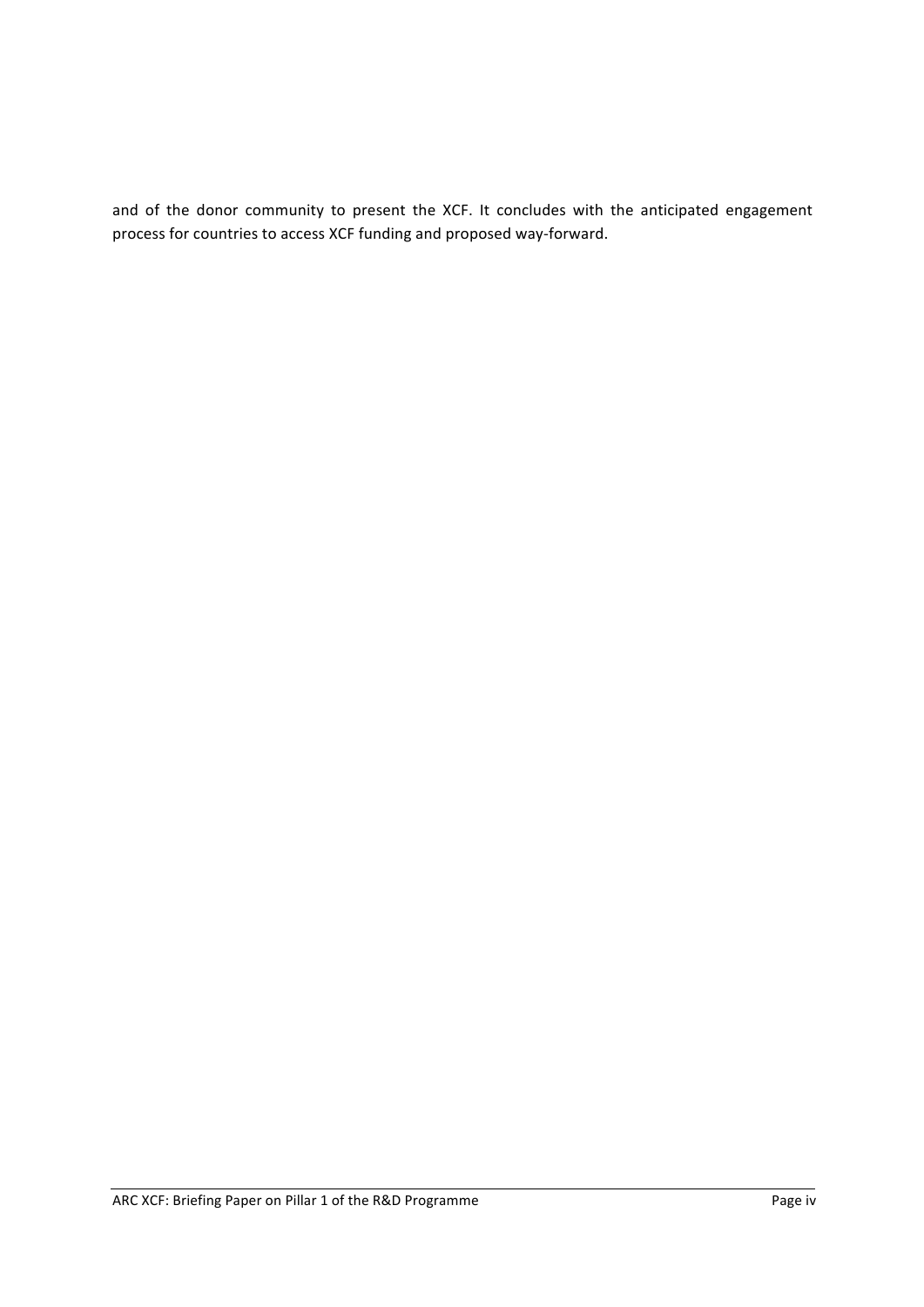and of the donor community to present the XCF. It concludes with the anticipated engagement process for countries to access XCF funding and proposed way-forward.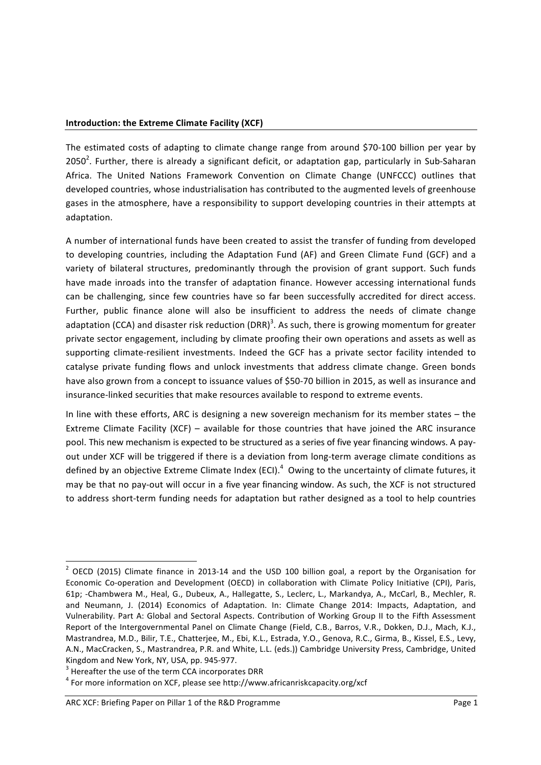**Introduction: the Extreme Climate Facility (XCF)**

The estimated costs of adapting to climate change range from around $70-100 billion per year by 2050[2]. Further, there is already a significant deficit, or adaptation gap, particularly in Sub-Saharan Africa. The United Nations Framework Convention on Climate Change (UNFCCC) outlines that developed countries, whose industrialisation has contributed to the augmented levels of greenhouse gases in the atmosphere, have a responsibility to support developing countries in their attempts at adaptation.

A number of international funds have been created to assist the transfer of funding from developed to developing countries, including the Adaptation Fund (AF) and Green Climate Fund (GCF) and a variety of bilateral structures, predominantly through the provision of grant support. Such funds have made inroads into the transfer of adaptation finance. However accessing international funds can be challenging, since few countries have so far been successfully accredited for direct access. Further, public finance alone will also be insufficient to address the needs of climate change adaptation (CCA) and disaster risk reduction (DRR)[3]. As such, there is growing momentum for greater private sector engagement, including by climate proofing their own operations and assets as well as supporting climate-resilient investments. Indeed the GCF has a private sector facility intended to catalyse private funding flows and unlock investments that address climate change. Green bonds have also grown from a concept to issuance values of $50-70 billion in 2015, as well as insurance and insurance-linked securities that make resources available to respond to extreme events.

In line with these efforts, ARC is designing a new sovereign mechanism for its member states – the Extreme Climate Facility (XCF) – available for those countries that have joined the ARC insurance pool. This new mechanism is expected to be structured as a series of five year financing windows. A pay-out under XCF will be triggered if there is a deviation from long-term average climate conditions as defined by an objective Extreme Climate Index (ECI).[4] Owing to the uncertainty of climate futures, it may be that no pay-out will occur in a five year financing window. As such, the XCF is not structured to address short-term funding needs for adaptation but rather designed as a tool to help countries

---

[2] OECD (2015) Climate finance in 2013-14 and the USD 100 billion goal, a report by the Organisation for Economic Co-operation and Development (OECD) in collaboration with Climate Policy Initiative (CPI), Paris, 61p; -Chambwera M., Heal, G., Dubeux, A., Hallegatte, S., Leclerc, L., Markandya, A., McCarl, B., Mechler, R. and Neumann, J. (2014) Economics of Adaptation. In: Climate Change 2014: Impacts, Adaptation, and Vulnerability. Part A: Global and Sectoral Aspects. Contribution of Working Group II to the Fifth Assessment Report of the Intergovernmental Panel on Climate Change (Field, C.B., Barros, V.R., Dokken, D.J., Mach, K.J., Mastrandrea, M.D., Bilir, T.E., Chatterjee, M., Ebi, K.L., Estrada, Y.O., Genova, R.C., Girma, B., Kissel, E.S., Levy, A.N., MacCracken, S., Mastrandrea, P.R. and White, L.L. (eds.)) Cambridge University Press, Cambridge, United Kingdom and New York, NY, USA, pp. 945-977.

[3] Hereafter the use of the term CCA incorporates DRR

[4] For more information on XCF, please see http://www.africanriskcapacity.org/xcf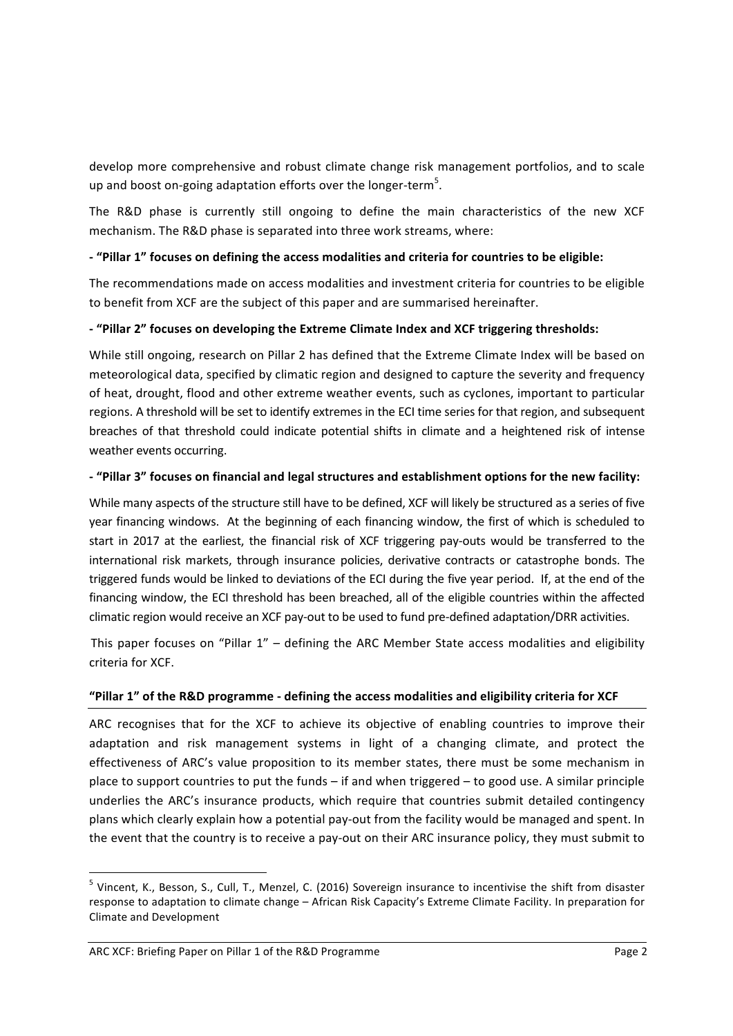develop more comprehensive and robust climate change risk management portfolios, and to scale up and boost on-going adaptation efforts over the longer-term[5].

The R&D phase is currently still ongoing to define the main characteristics of the new XCF mechanism. The R&D phase is separated into three work streams, where:

**- "Pillar 1" focuses on defining the access modalities and criteria for countries to be eligible:**

The recommendations made on access modalities and investment criteria for countries to be eligible to benefit from XCF are the subject of this paper and are summarised hereinafter.

**- "Pillar 2" focuses on developing the Extreme Climate Index and XCF triggering thresholds:**

While still ongoing, research on Pillar 2 has defined that the Extreme Climate Index will be based on meteorological data, specified by climatic region and designed to capture the severity and frequency of heat, drought, flood and other extreme weather events, such as cyclones, important to particular regions. A threshold will be set to identify extremes in the ECI time series for that region, and subsequent breaches of that threshold could indicate potential shifts in climate and a heightened risk of intense weather events occurring.

**- "Pillar 3" focuses on financial and legal structures and establishment options for the new facility:**

While many aspects of the structure still have to be defined, XCF will likely be structured as a series of five year financing windows. At the beginning of each financing window, the first of which is scheduled to start in 2017 at the earliest, the financial risk of XCF triggering pay-outs would be transferred to the international risk markets, through insurance policies, derivative contracts or catastrophe bonds. The triggered funds would be linked to deviations of the ECI during the five year period. If, at the end of the financing window, the ECI threshold has been breached, all of the eligible countries within the affected climatic region would receive an XCF pay-out to be used to fund pre-defined adaptation/DRR activities.

This paper focuses on "Pillar 1" – defining the ARC Member State access modalities and eligibility criteria for XCF.

### "Pillar 1" of the R&D programme - defining the access modalities and eligibility criteria for XCF

ARC recognises that for the XCF to achieve its objective of enabling countries to improve their adaptation and risk management systems in light of a changing climate, and protect the effectiveness of ARC's value proposition to its member states, there must be some mechanism in place to support countries to put the funds – if and when triggered – to good use. A similar principle underlies the ARC's insurance products, which require that countries submit detailed contingency plans which clearly explain how a potential pay-out from the facility would be managed and spent. In the event that the country is to receive a pay-out on their ARC insurance policy, they must submit to

[5] Vincent, K., Besson, S., Cull, T., Menzel, C. (2016) Sovereign insurance to incentivise the shift from disaster response to adaptation to climate change – African Risk Capacity's Extreme Climate Facility. In preparation for Climate and Development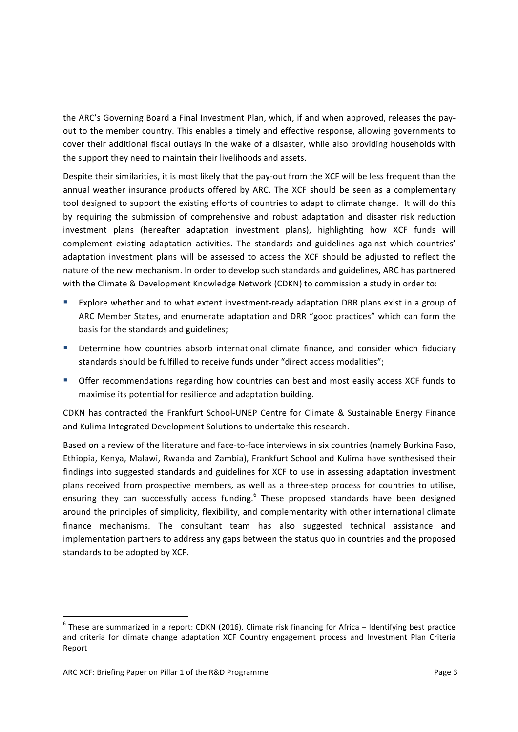the ARC's Governing Board a Final Investment Plan, which, if and when approved, releases the pay-out to the member country. This enables a timely and effective response, allowing governments to cover their additional fiscal outlays in the wake of a disaster, while also providing households with the support they need to maintain their livelihoods and assets.

Despite their similarities, it is most likely that the pay-out from the XCF will be less frequent than the annual weather insurance products offered by ARC. The XCF should be seen as a complementary tool designed to support the existing efforts of countries to adapt to climate change. It will do this by requiring the submission of comprehensive and robust adaptation and disaster risk reduction investment plans (hereafter adaptation investment plans), highlighting how XCF funds will complement existing adaptation activities. The standards and guidelines against which countries' adaptation investment plans will be assessed to access the XCF should be adjusted to reflect the nature of the new mechanism. In order to develop such standards and guidelines, ARC has partnered with the Climate & Development Knowledge Network (CDKN) to commission a study in order to:

- Explore whether and to what extent investment-ready adaptation DRR plans exist in a group of ARC Member States, and enumerate adaptation and DRR "good practices" which can form the basis for the standards and guidelines;
- Determine how countries absorb international climate finance, and consider which fiduciary standards should be fulfilled to receive funds under "direct access modalities";
- Offer recommendations regarding how countries can best and most easily access XCF funds to maximise its potential for resilience and adaptation building.

CDKN has contracted the Frankfurt School-UNEP Centre for Climate & Sustainable Energy Finance and Kulima Integrated Development Solutions to undertake this research.

Based on a review of the literature and face-to-face interviews in six countries (namely Burkina Faso, Ethiopia, Kenya, Malawi, Rwanda and Zambia), Frankfurt School and Kulima have synthesised their findings into suggested standards and guidelines for XCF to use in assessing adaptation investment plans received from prospective members, as well as a three-step process for countries to utilise, ensuring they can successfully access funding.[6] These proposed standards have been designed around the principles of simplicity, flexibility, and complementarity with other international climate finance mechanisms. The consultant team has also suggested technical assistance and implementation partners to address any gaps between the status quo in countries and the proposed standards to be adopted by XCF.

[6] These are summarized in a report: CDKN (2016), Climate risk financing for Africa – Identifying best practice and criteria for climate change adaptation XCF Country engagement process and Investment Plan Criteria Report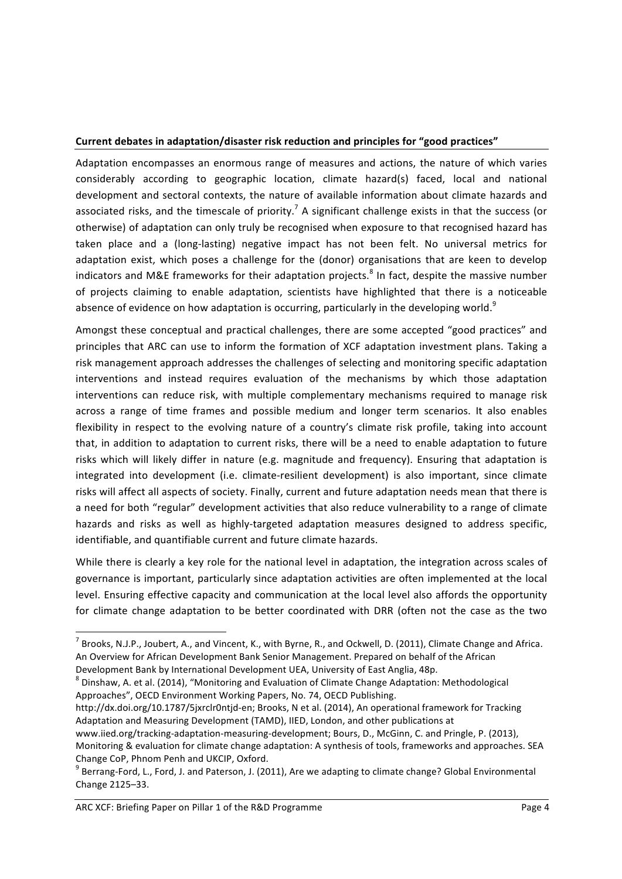**Current debates in adaptation/disaster risk reduction and principles for "good practices"**

Adaptation encompasses an enormous range of measures and actions, the nature of which varies considerably according to geographic location, climate hazard(s) faced, local and national development and sectoral contexts, the nature of available information about climate hazards and associated risks, and the timescale of priority.[7] A significant challenge exists in that the success (or otherwise) of adaptation can only truly be recognised when exposure to that recognised hazard has taken place and a (long-lasting) negative impact has not been felt. No universal metrics for adaptation exist, which poses a challenge for the (donor) organisations that are keen to develop indicators and M&E frameworks for their adaptation projects.[8] In fact, despite the massive number of projects claiming to enable adaptation, scientists have highlighted that there is a noticeable absence of evidence on how adaptation is occurring, particularly in the developing world.[9]

Amongst these conceptual and practical challenges, there are some accepted "good practices" and principles that ARC can use to inform the formation of XCF adaptation investment plans. Taking a risk management approach addresses the challenges of selecting and monitoring specific adaptation interventions and instead requires evaluation of the mechanisms by which those adaptation interventions can reduce risk, with multiple complementary mechanisms required to manage risk across a range of time frames and possible medium and longer term scenarios. It also enables flexibility in respect to the evolving nature of a country's climate risk profile, taking into account that, in addition to adaptation to current risks, there will be a need to enable adaptation to future risks which will likely differ in nature (e.g. magnitude and frequency). Ensuring that adaptation is integrated into development (i.e. climate-resilient development) is also important, since climate risks will affect all aspects of society. Finally, current and future adaptation needs mean that there is a need for both "regular" development activities that also reduce vulnerability to a range of climate hazards and risks as well as highly-targeted adaptation measures designed to address specific, identifiable, and quantifiable current and future climate hazards.

While there is clearly a key role for the national level in adaptation, the integration across scales of governance is important, particularly since adaptation activities are often implemented at the local level. Ensuring effective capacity and communication at the local level also affords the opportunity for climate change adaptation to be better coordinated with DRR (often not the case as the two

---

[7] Brooks, N.J.P., Joubert, A., and Vincent, K., with Byrne, R., and Ockwell, D. (2011), Climate Change and Africa. An Overview for African Development Bank Senior Management. Prepared on behalf of the African Development Bank by International Development UEA, University of East Anglia, 48p.

[8] Dinshaw, A. et al. (2014), "Monitoring and Evaluation of Climate Change Adaptation: Methodological Approaches", OECD Environment Working Papers, No. 74, OECD Publishing. http://dx.doi.org/10.1787/5jxrclr0ntjd-en; Brooks, N et al. (2014), An operational framework for Tracking Adaptation and Measuring Development (TAMD), IIED, London, and other publications at www.iied.org/tracking-adaptation-measuring-development; Bours, D., McGinn, C. and Pringle, P. (2013), Monitoring & evaluation for climate change adaptation: A synthesis of tools, frameworks and approaches. SEA Change CoP, Phnom Penh and UKCIP, Oxford.

[9] Berrang-Ford, L., Ford, J. and Paterson, J. (2011), Are we adapting to climate change? Global Environmental Change 2125–33.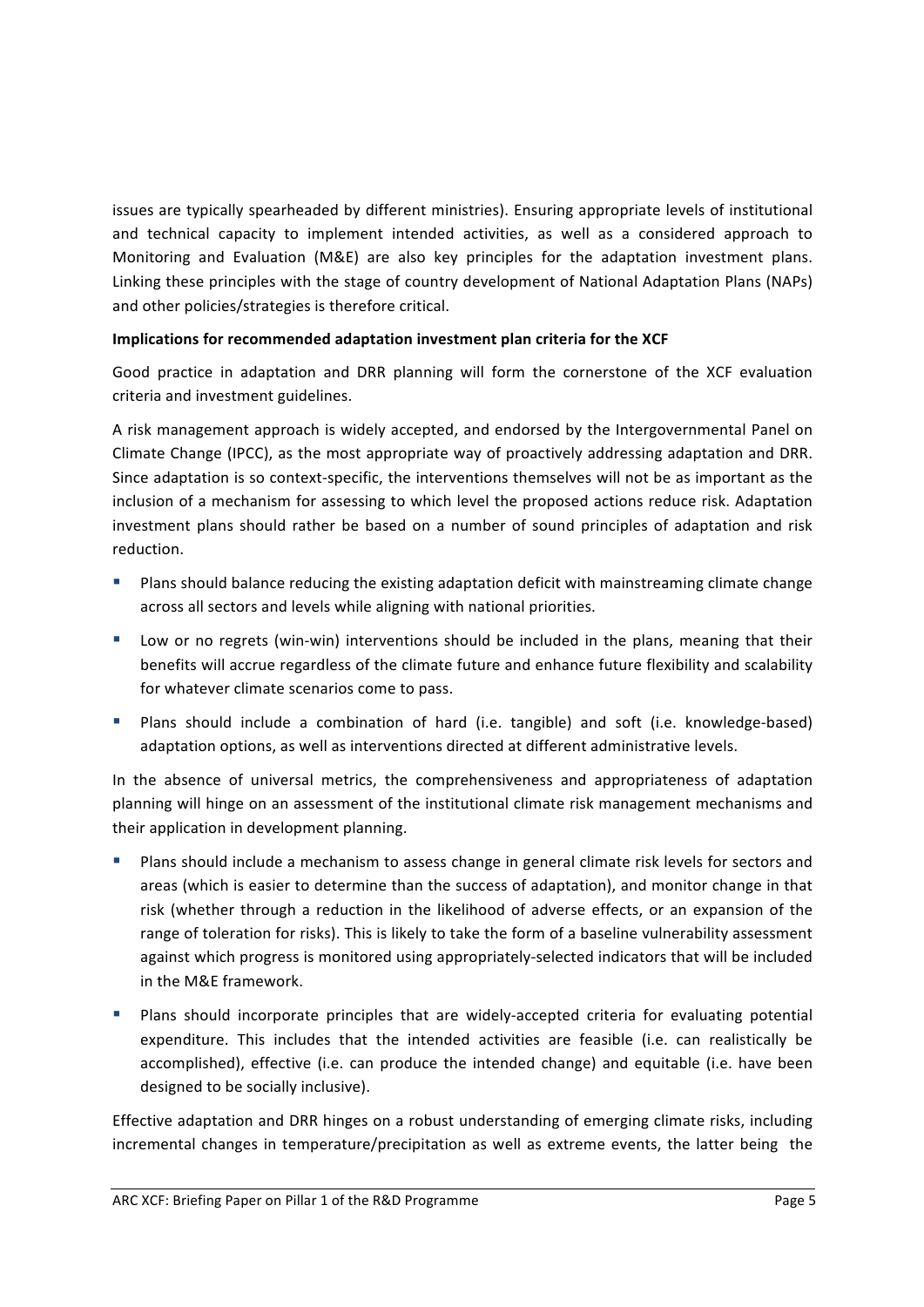issues are typically spearheaded by different ministries). Ensuring appropriate levels of institutional and technical capacity to implement intended activities, as well as a considered approach to Monitoring and Evaluation (M&E) are also key principles for the adaptation investment plans. Linking these principles with the stage of country development of National Adaptation Plans (NAPs) and other policies/strategies is therefore critical.

**Implications for recommended adaptation investment plan criteria for the XCF**

Good practice in adaptation and DRR planning will form the cornerstone of the XCF evaluation criteria and investment guidelines.

A risk management approach is widely accepted, and endorsed by the Intergovernmental Panel on Climate Change (IPCC), as the most appropriate way of proactively addressing adaptation and DRR. Since adaptation is so context-specific, the interventions themselves will not be as important as the inclusion of a mechanism for assessing to which level the proposed actions reduce risk. Adaptation investment plans should rather be based on a number of sound principles of adaptation and risk reduction.

- Plans should balance reducing the existing adaptation deficit with mainstreaming climate change across all sectors and levels while aligning with national priorities.
- Low or no regrets (win-win) interventions should be included in the plans, meaning that their benefits will accrue regardless of the climate future and enhance future flexibility and scalability for whatever climate scenarios come to pass.
- Plans should include a combination of hard (i.e. tangible) and soft (i.e. knowledge-based) adaptation options, as well as interventions directed at different administrative levels.

In the absence of universal metrics, the comprehensiveness and appropriateness of adaptation planning will hinge on an assessment of the institutional climate risk management mechanisms and their application in development planning.

- Plans should include a mechanism to assess change in general climate risk levels for sectors and areas (which is easier to determine than the success of adaptation), and monitor change in that risk (whether through a reduction in the likelihood of adverse effects, or an expansion of the range of toleration for risks). This is likely to take the form of a baseline vulnerability assessment against which progress is monitored using appropriately-selected indicators that will be included in the M&E framework.
- Plans should incorporate principles that are widely-accepted criteria for evaluating potential expenditure. This includes that the intended activities are feasible (i.e. can realistically be accomplished), effective (i.e. can produce the intended change) and equitable (i.e. have been designed to be socially inclusive).

Effective adaptation and DRR hinges on a robust understanding of emerging climate risks, including incremental changes in temperature/precipitation as well as extreme events, the latter being the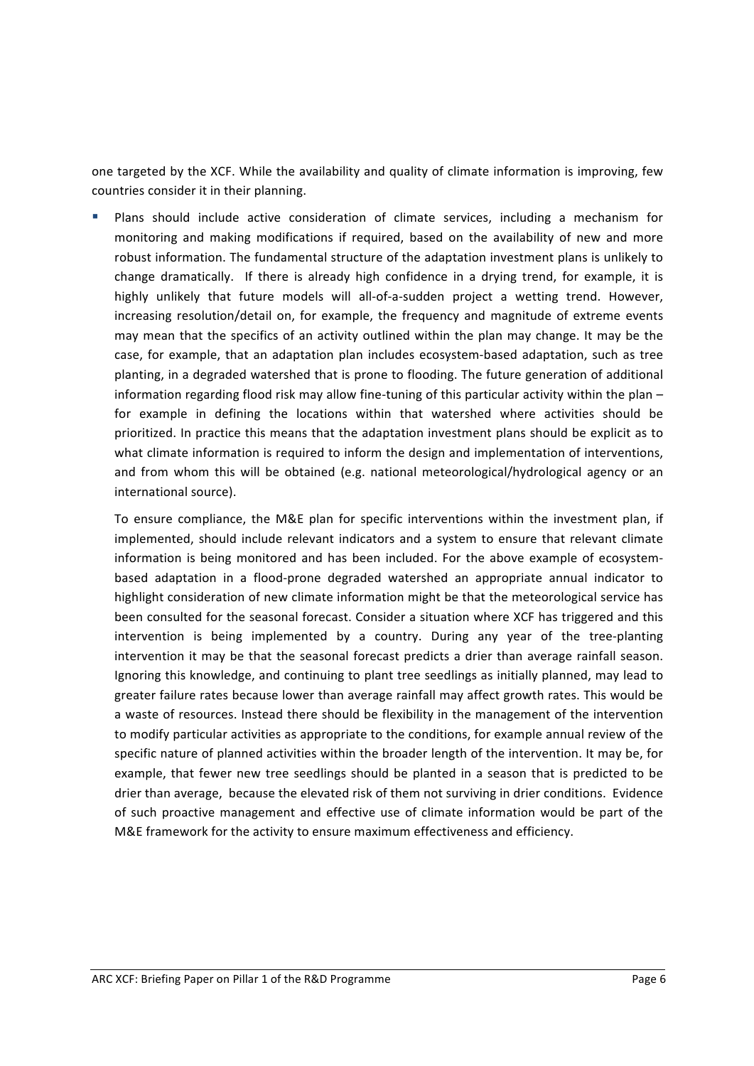one targeted by the XCF. While the availability and quality of climate information is improving, few countries consider it in their planning.

- Plans should include active consideration of climate services, including a mechanism for monitoring and making modifications if required, based on the availability of new and more robust information. The fundamental structure of the adaptation investment plans is unlikely to change dramatically. If there is already high confidence in a drying trend, for example, it is highly unlikely that future models will all-of-a-sudden project a wetting trend. However, increasing resolution/detail on, for example, the frequency and magnitude of extreme events may mean that the specifics of an activity outlined within the plan may change. It may be the case, for example, that an adaptation plan includes ecosystem-based adaptation, such as tree planting, in a degraded watershed that is prone to flooding. The future generation of additional information regarding flood risk may allow fine-tuning of this particular activity within the plan – for example in defining the locations within that watershed where activities should be prioritized. In practice this means that the adaptation investment plans should be explicit as to what climate information is required to inform the design and implementation of interventions, and from whom this will be obtained (e.g. national meteorological/hydrological agency or an international source).

  To ensure compliance, the M&E plan for specific interventions within the investment plan, if implemented, should include relevant indicators and a system to ensure that relevant climate information is being monitored and has been included. For the above example of ecosystem-based adaptation in a flood-prone degraded watershed an appropriate annual indicator to highlight consideration of new climate information might be that the meteorological service has been consulted for the seasonal forecast. Consider a situation where XCF has triggered and this intervention is being implemented by a country. During any year of the tree-planting intervention it may be that the seasonal forecast predicts a drier than average rainfall season. Ignoring this knowledge, and continuing to plant tree seedlings as initially planned, may lead to greater failure rates because lower than average rainfall may affect growth rates. This would be a waste of resources. Instead there should be flexibility in the management of the intervention to modify particular activities as appropriate to the conditions, for example annual review of the specific nature of planned activities within the broader length of the intervention. It may be, for example, that fewer new tree seedlings should be planted in a season that is predicted to be drier than average, because the elevated risk of them not surviving in drier conditions. Evidence of such proactive management and effective use of climate information would be part of the M&E framework for the activity to ensure maximum effectiveness and efficiency.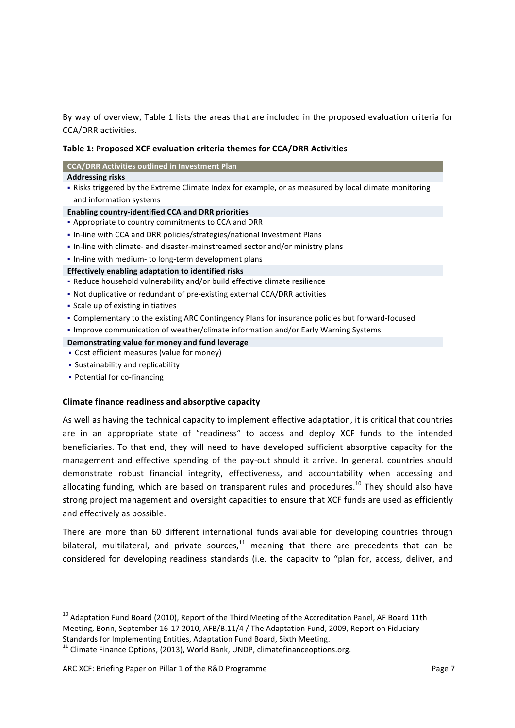By way of overview, Table 1 lists the areas that are included in the proposed evaluation criteria for CCA/DRR activities.

**Table 1: Proposed XCF evaluation criteria themes for CCA/DRR Activities**

| CCA/DRR Activities outlined in Investment Plan |
|---|
| **Addressing risks** |
| ▪ Risks triggered by the Extreme Climate Index for example, or as measured by local climate monitoring and information systems |
| **Enabling country-identified CCA and DRR priorities** |
| ▪ Appropriate to country commitments to CCA and DRR |
| ▪ In-line with CCA and DRR policies/strategies/national Investment Plans |
| ▪ In-line with climate- and disaster-mainstreamed sector and/or ministry plans |
| ▪ In-line with medium- to long-term development plans |
| **Effectively enabling adaptation to identified risks** |
| ▪ Reduce household vulnerability and/or build effective climate resilience |
| ▪ Not duplicative or redundant of pre-existing external CCA/DRR activities |
| ▪ Scale up of existing initiatives |
| ▪ Complementary to the existing ARC Contingency Plans for insurance policies but forward-focused |
| ▪ Improve communication of weather/climate information and/or Early Warning Systems |
| **Demonstrating value for money and fund leverage** |
| ▪ Cost efficient measures (value for money) |
| ▪ Sustainability and replicability |
| ▪ Potential for co-financing |

### Climate finance readiness and absorptive capacity

As well as having the technical capacity to implement effective adaptation, it is critical that countries are in an appropriate state of "readiness" to access and deploy XCF funds to the intended beneficiaries. To that end, they will need to have developed sufficient absorptive capacity for the management and effective spending of the pay-out should it arrive. In general, countries should demonstrate robust financial integrity, effectiveness, and accountability when accessing and allocating funding, which are based on transparent rules and procedures.[10] They should also have strong project management and oversight capacities to ensure that XCF funds are used as efficiently and effectively as possible.

There are more than 60 different international funds available for developing countries through bilateral, multilateral, and private sources,[11] meaning that there are precedents that can be considered for developing readiness standards (i.e. the capacity to "plan for, access, deliver, and

---

[10] Adaptation Fund Board (2010), Report of the Third Meeting of the Accreditation Panel, AF Board 11th Meeting, Bonn, September 16-17 2010, AFB/B.11/4 / The Adaptation Fund, 2009, Report on Fiduciary Standards for Implementing Entities, Adaptation Fund Board, Sixth Meeting.

[11] Climate Finance Options, (2013), World Bank, UNDP, climatefinanceoptions.org.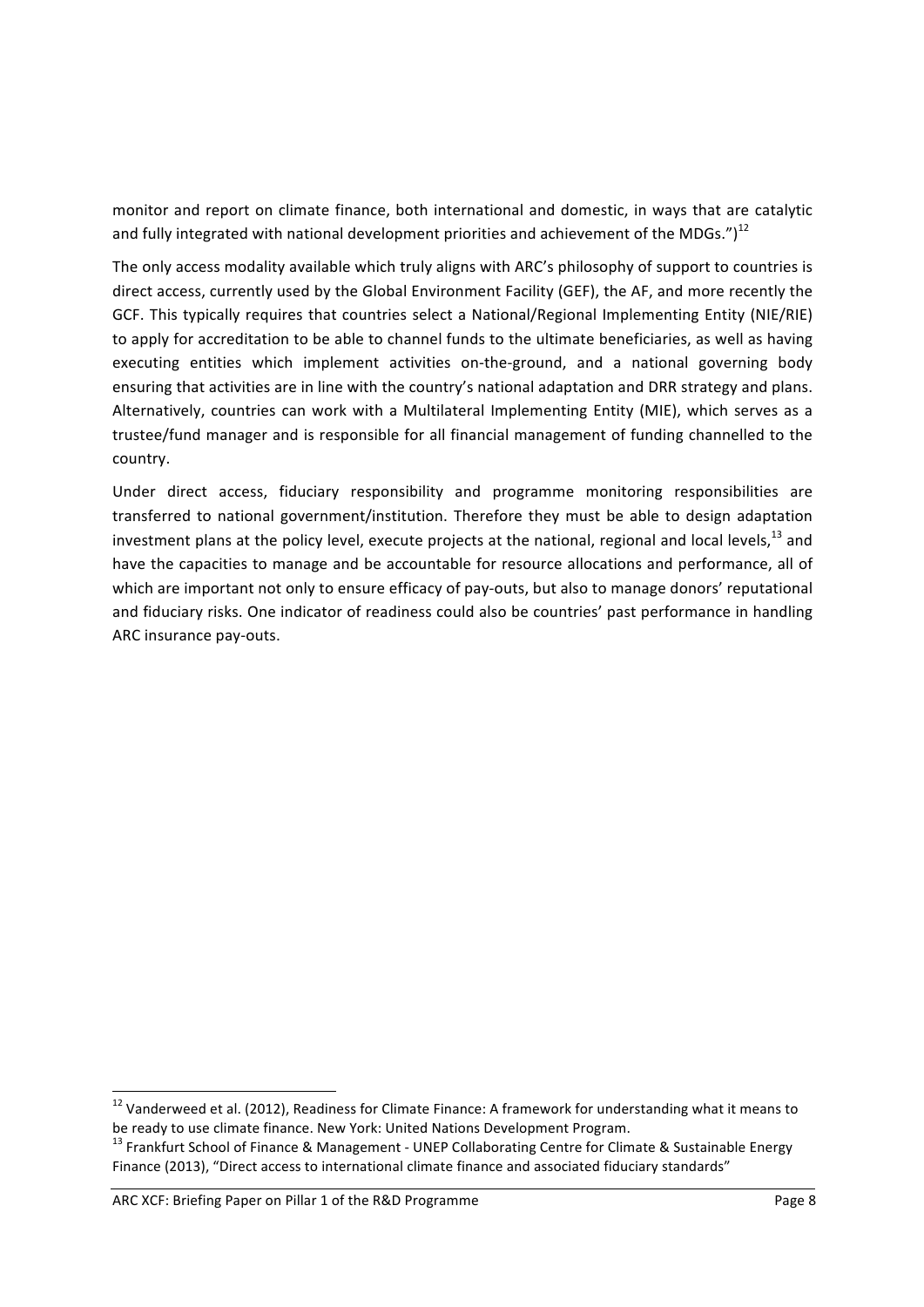monitor and report on climate finance, both international and domestic, in ways that are catalytic and fully integrated with national development priorities and achievement of the MDGs.")[12]

The only access modality available which truly aligns with ARC's philosophy of support to countries is direct access, currently used by the Global Environment Facility (GEF), the AF, and more recently the GCF. This typically requires that countries select a National/Regional Implementing Entity (NIE/RIE) to apply for accreditation to be able to channel funds to the ultimate beneficiaries, as well as having executing entities which implement activities on-the-ground, and a national governing body ensuring that activities are in line with the country's national adaptation and DRR strategy and plans. Alternatively, countries can work with a Multilateral Implementing Entity (MIE), which serves as a trustee/fund manager and is responsible for all financial management of funding channelled to the country.

Under direct access, fiduciary responsibility and programme monitoring responsibilities are transferred to national government/institution. Therefore they must be able to design adaptation investment plans at the policy level, execute projects at the national, regional and local levels,[13] and have the capacities to manage and be accountable for resource allocations and performance, all of which are important not only to ensure efficacy of pay-outs, but also to manage donors' reputational and fiduciary risks. One indicator of readiness could also be countries' past performance in handling ARC insurance pay-outs.

---

[12] Vanderweed et al. (2012), Readiness for Climate Finance: A framework for understanding what it means to be ready to use climate finance. New York: United Nations Development Program.

[13] Frankfurt School of Finance & Management - UNEP Collaborating Centre for Climate & Sustainable Energy Finance (2013), "Direct access to international climate finance and associated fiduciary standards"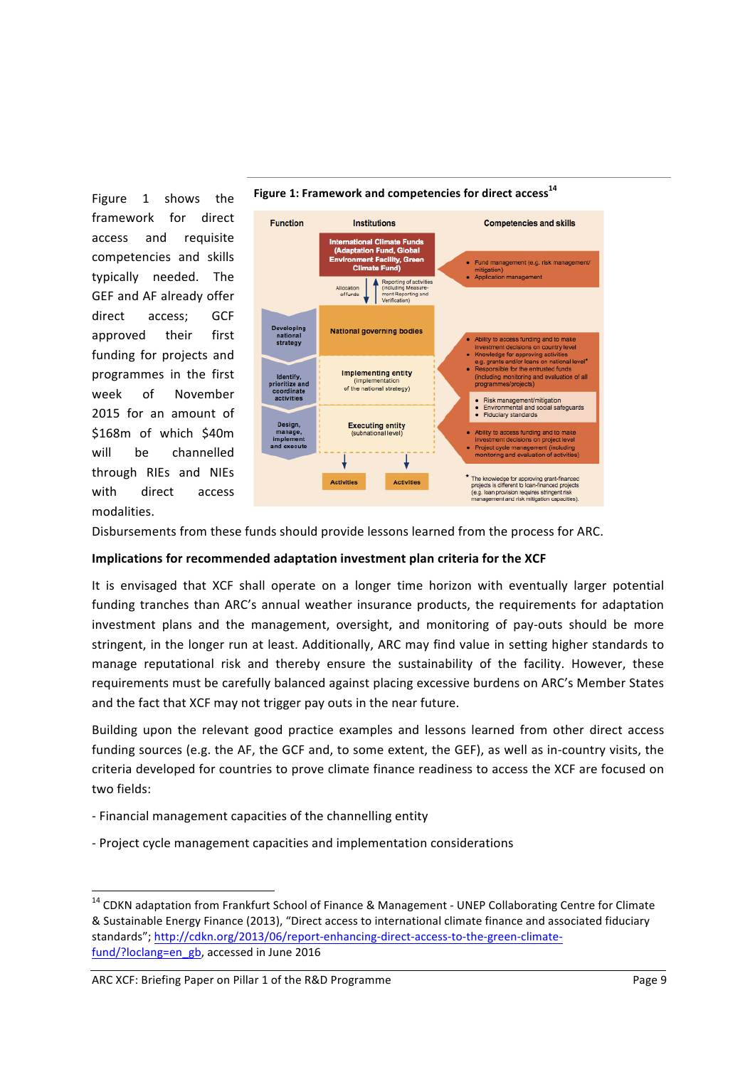Figure 1 shows the framework for direct access and requisite competencies and skills typically needed. The GEF and AF already offer direct access; GCF approved their first funding for projects and programmes in the first week of November 2015 for an amount of $168m of which $40m will be channelled through RIEs and NIEs with direct access modalities.

**Figure 1: Framework and competencies for direct access**[14]

| Function | Institutions | Competencies and skills |
|---|---|---|
| | International Climate Funds (Adaptation Fund, Global Environment Facility, Green Climate Fund) | • Fund management (e.g. risk management/ mitigation)<br>• Application management |
| | Allocation of funds ↓ ↑ Reporting of activities (including Measurement Reporting and Verification) | |
| Developing national strategy | National governing bodies | • Ability to access funding and to make investment decisions on country level<br>• Knowledge for approving activities e.g. grants and/or loans on national level*<br>• Responsible for the entrusted funds (including monitoring and evaluation of all programmes/projects) |
| Identify, prioritize and coordinate activities | Implementing entity (implementation of the national strategy) | • Risk management/mitigation<br>• Environmental and social safeguards<br>• Fiduciary standards |
| Design, manage, implement and execute | Executing entity (subnational level) | • Ability to access funding and to make investment decisions on project level<br>• Project cycle management (including monitoring and evaluation of activities) |
| | Activities / Activities | |

\* The knowledge for approving grant-financed projects is different to loan-financed projects (e.g. loan provision requires stringent risk management and risk mitigation capacities).

Disbursements from these funds should provide lessons learned from the process for ARC.

**Implications for recommended adaptation investment plan criteria for the XCF**

It is envisaged that XCF shall operate on a longer time horizon with eventually larger potential funding tranches than ARC's annual weather insurance products, the requirements for adaptation investment plans and the management, oversight, and monitoring of pay-outs should be more stringent, in the longer run at least. Additionally, ARC may find value in setting higher standards to manage reputational risk and thereby ensure the sustainability of the facility. However, these requirements must be carefully balanced against placing excessive burdens on ARC's Member States and the fact that XCF may not trigger pay outs in the near future.

Building upon the relevant good practice examples and lessons learned from other direct access funding sources (e.g. the AF, the GCF and, to some extent, the GEF), as well as in-country visits, the criteria developed for countries to prove climate finance readiness to access the XCF are focused on two fields:

- Financial management capacities of the channelling entity

- Project cycle management capacities and implementation considerations

[14] CDKN adaptation from Frankfurt School of Finance & Management - UNEP Collaborating Centre for Climate & Sustainable Energy Finance (2013), "Direct access to international climate finance and associated fiduciary standards"; http://cdkn.org/2013/06/report-enhancing-direct-access-to-the-green-climate-fund/?loclang=en_gb, accessed in June 2016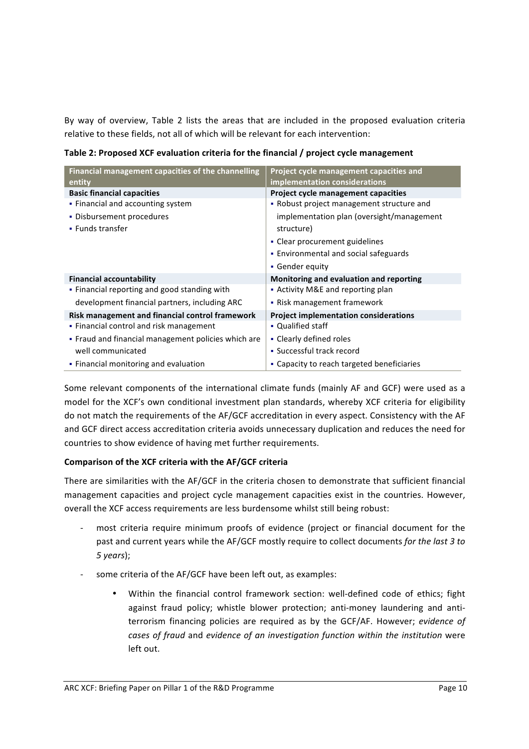By way of overview, Table 2 lists the areas that are included in the proposed evaluation criteria relative to these fields, not all of which will be relevant for each intervention:

**Table 2: Proposed XCF evaluation criteria for the financial / project cycle management**

| Financial management capacities of the channelling entity | Project cycle management capacities and implementation considerations |
|---|---|
| **Basic financial capacities** | **Project cycle management capacities** |
| ▪ Financial and accounting system<br>▪ Disbursement procedures<br>▪ Funds transfer | ▪ Robust project management structure and implementation plan (oversight/management structure)<br>▪ Clear procurement guidelines<br>▪ Environmental and social safeguards<br>▪ Gender equity |
| **Financial accountability** | **Monitoring and evaluation and reporting** |
| ▪ Financial reporting and good standing with development financial partners, including ARC | ▪ Activity M&E and reporting plan<br>▪ Risk management framework |
| **Risk management and financial control framework** | **Project implementation considerations** |
| ▪ Financial control and risk management<br>▪ Fraud and financial management policies which are well communicated<br>▪ Financial monitoring and evaluation | ▪ Qualified staff<br>▪ Clearly defined roles<br>▪ Successful track record<br>▪ Capacity to reach targeted beneficiaries |

Some relevant components of the international climate funds (mainly AF and GCF) were used as a model for the XCF's own conditional investment plan standards, whereby XCF criteria for eligibility do not match the requirements of the AF/GCF accreditation in every aspect. Consistency with the AF and GCF direct access accreditation criteria avoids unnecessary duplication and reduces the need for countries to show evidence of having met further requirements.

**Comparison of the XCF criteria with the AF/GCF criteria**

There are similarities with the AF/GCF in the criteria chosen to demonstrate that sufficient financial management capacities and project cycle management capacities exist in the countries. However, overall the XCF access requirements are less burdensome whilst still being robust:

- most criteria require minimum proofs of evidence (project or financial document for the past and current years while the AF/GCF mostly require to collect documents *for the last 3 to 5 years*);
- some criteria of the AF/GCF have been left out, as examples:
  - Within the financial control framework section: well-defined code of ethics; fight against fraud policy; whistle blower protection; anti-money laundering and anti-terrorism financing policies are required as by the GCF/AF. However; *evidence of cases of fraud* and *evidence of an investigation function within the institution* were left out.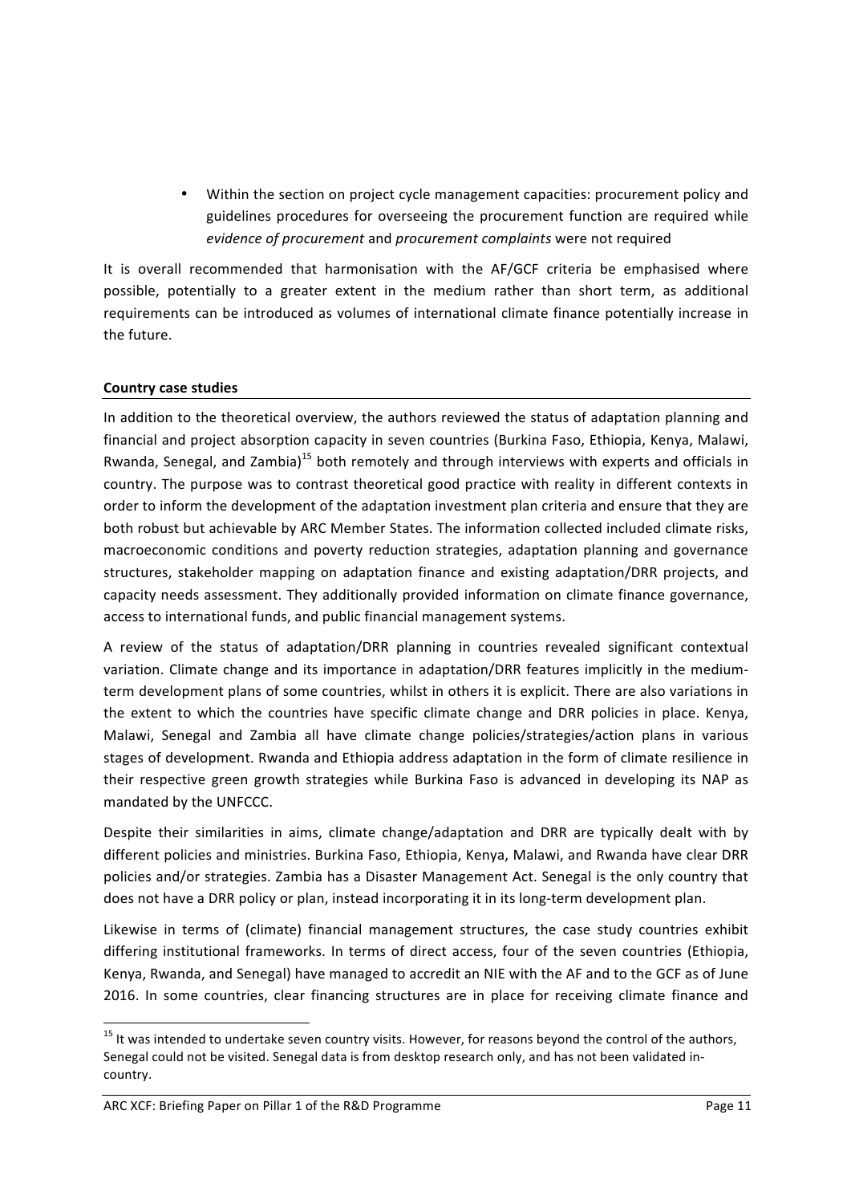- Within the section on project cycle management capacities: procurement policy and guidelines procedures for overseeing the procurement function are required while *evidence of procurement* and *procurement complaints* were not required

It is overall recommended that harmonisation with the AF/GCF criteria be emphasised where possible, potentially to a greater extent in the medium rather than short term, as additional requirements can be introduced as volumes of international climate finance potentially increase in the future.

**Country case studies**

In addition to the theoretical overview, the authors reviewed the status of adaptation planning and financial and project absorption capacity in seven countries (Burkina Faso, Ethiopia, Kenya, Malawi, Rwanda, Senegal, and Zambia)[15] both remotely and through interviews with experts and officials in country. The purpose was to contrast theoretical good practice with reality in different contexts in order to inform the development of the adaptation investment plan criteria and ensure that they are both robust but achievable by ARC Member States. The information collected included climate risks, macroeconomic conditions and poverty reduction strategies, adaptation planning and governance structures, stakeholder mapping on adaptation finance and existing adaptation/DRR projects, and capacity needs assessment. They additionally provided information on climate finance governance, access to international funds, and public financial management systems.

A review of the status of adaptation/DRR planning in countries revealed significant contextual variation. Climate change and its importance in adaptation/DRR features implicitly in the medium-term development plans of some countries, whilst in others it is explicit. There are also variations in the extent to which the countries have specific climate change and DRR policies in place. Kenya, Malawi, Senegal and Zambia all have climate change policies/strategies/action plans in various stages of development. Rwanda and Ethiopia address adaptation in the form of climate resilience in their respective green growth strategies while Burkina Faso is advanced in developing its NAP as mandated by the UNFCCC.

Despite their similarities in aims, climate change/adaptation and DRR are typically dealt with by different policies and ministries. Burkina Faso, Ethiopia, Kenya, Malawi, and Rwanda have clear DRR policies and/or strategies. Zambia has a Disaster Management Act. Senegal is the only country that does not have a DRR policy or plan, instead incorporating it in its long-term development plan.

Likewise in terms of (climate) financial management structures, the case study countries exhibit differing institutional frameworks. In terms of direct access, four of the seven countries (Ethiopia, Kenya, Rwanda, and Senegal) have managed to accredit an NIE with the AF and to the GCF as of June 2016. In some countries, clear financing structures are in place for receiving climate finance and

[15] It was intended to undertake seven country visits. However, for reasons beyond the control of the authors, Senegal could not be visited. Senegal data is from desktop research only, and has not been validated in-country.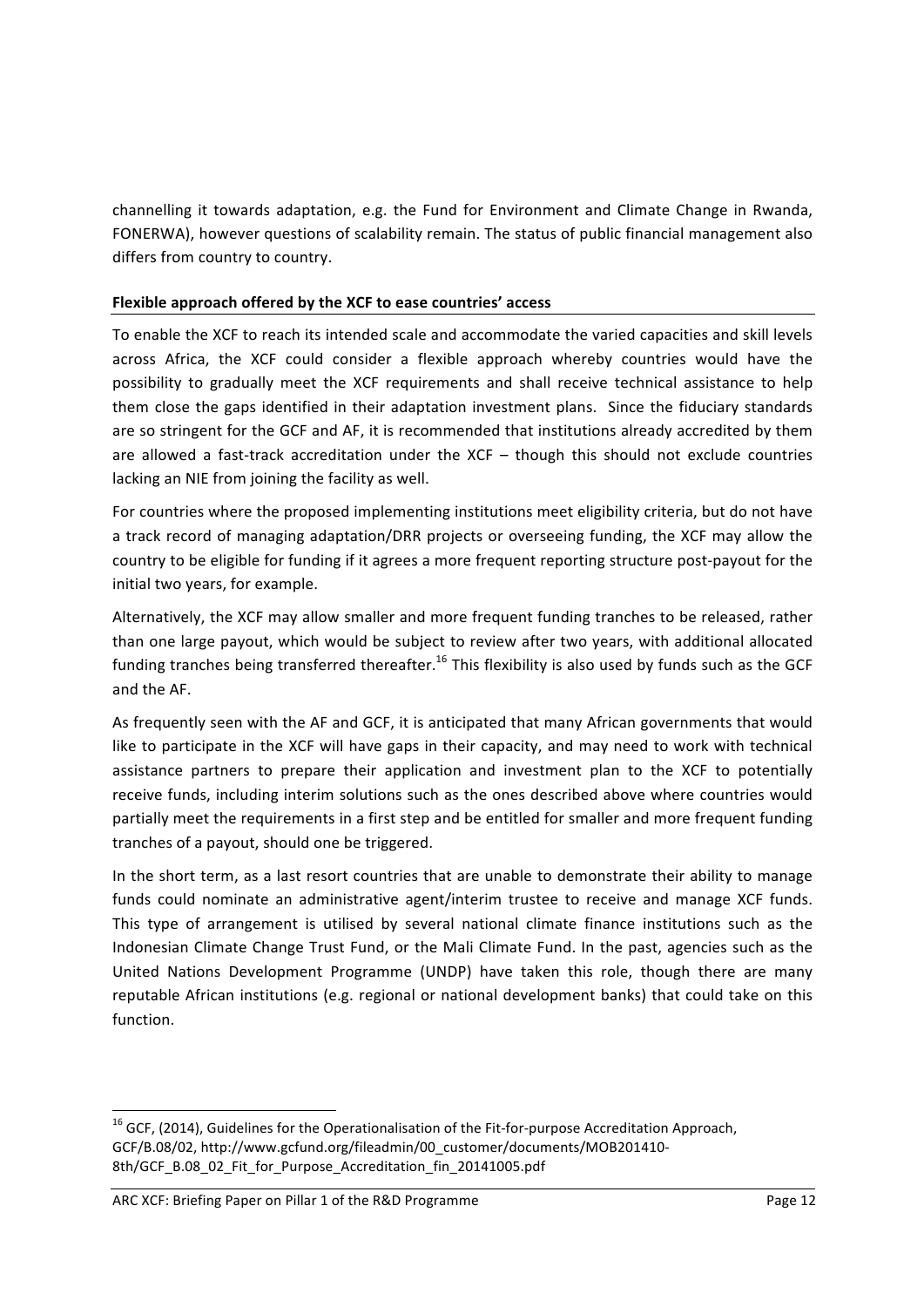channelling it towards adaptation, e.g. the Fund for Environment and Climate Change in Rwanda, FONERWA), however questions of scalability remain. The status of public financial management also differs from country to country.

**Flexible approach offered by the XCF to ease countries' access**

To enable the XCF to reach its intended scale and accommodate the varied capacities and skill levels across Africa, the XCF could consider a flexible approach whereby countries would have the possibility to gradually meet the XCF requirements and shall receive technical assistance to help them close the gaps identified in their adaptation investment plans. Since the fiduciary standards are so stringent for the GCF and AF, it is recommended that institutions already accredited by them are allowed a fast-track accreditation under the XCF – though this should not exclude countries lacking an NIE from joining the facility as well.

For countries where the proposed implementing institutions meet eligibility criteria, but do not have a track record of managing adaptation/DRR projects or overseeing funding, the XCF may allow the country to be eligible for funding if it agrees a more frequent reporting structure post-payout for the initial two years, for example.

Alternatively, the XCF may allow smaller and more frequent funding tranches to be released, rather than one large payout, which would be subject to review after two years, with additional allocated funding tranches being transferred thereafter.[16] This flexibility is also used by funds such as the GCF and the AF.

As frequently seen with the AF and GCF, it is anticipated that many African governments that would like to participate in the XCF will have gaps in their capacity, and may need to work with technical assistance partners to prepare their application and investment plan to the XCF to potentially receive funds, including interim solutions such as the ones described above where countries would partially meet the requirements in a first step and be entitled for smaller and more frequent funding tranches of a payout, should one be triggered.

In the short term, as a last resort countries that are unable to demonstrate their ability to manage funds could nominate an administrative agent/interim trustee to receive and manage XCF funds. This type of arrangement is utilised by several national climate finance institutions such as the Indonesian Climate Change Trust Fund, or the Mali Climate Fund. In the past, agencies such as the United Nations Development Programme (UNDP) have taken this role, though there are many reputable African institutions (e.g. regional or national development banks) that could take on this function.

---

[16] GCF, (2014), Guidelines for the Operationalisation of the Fit-for-purpose Accreditation Approach, GCF/B.08/02, http://www.gcfund.org/fileadmin/00_customer/documents/MOB201410-8th/GCF_B.08_02_Fit_for_Purpose_Accreditation_fin_20141005.pdf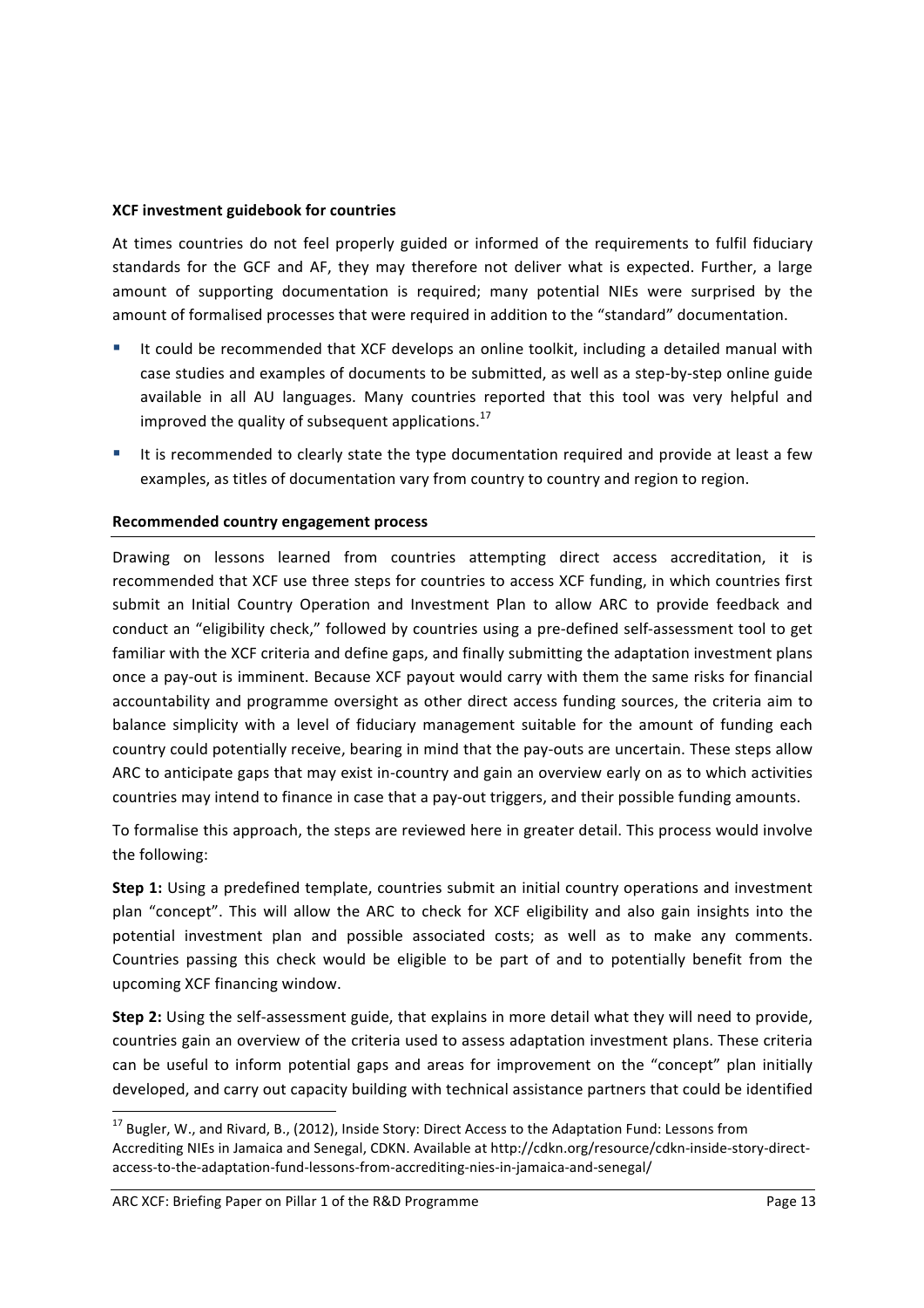**XCF investment guidebook for countries**

At times countries do not feel properly guided or informed of the requirements to fulfil fiduciary standards for the GCF and AF, they may therefore not deliver what is expected. Further, a large amount of supporting documentation is required; many potential NIEs were surprised by the amount of formalised processes that were required in addition to the "standard" documentation.

- It could be recommended that XCF develops an online toolkit, including a detailed manual with case studies and examples of documents to be submitted, as well as a step-by-step online guide available in all AU languages. Many countries reported that this tool was very helpful and improved the quality of subsequent applications.[17]
- It is recommended to clearly state the type documentation required and provide at least a few examples, as titles of documentation vary from country to country and region to region.

**Recommended country engagement process**

Drawing on lessons learned from countries attempting direct access accreditation, it is recommended that XCF use three steps for countries to access XCF funding, in which countries first submit an Initial Country Operation and Investment Plan to allow ARC to provide feedback and conduct an "eligibility check," followed by countries using a pre-defined self-assessment tool to get familiar with the XCF criteria and define gaps, and finally submitting the adaptation investment plans once a pay-out is imminent. Because XCF payout would carry with them the same risks for financial accountability and programme oversight as other direct access funding sources, the criteria aim to balance simplicity with a level of fiduciary management suitable for the amount of funding each country could potentially receive, bearing in mind that the pay-outs are uncertain. These steps allow ARC to anticipate gaps that may exist in-country and gain an overview early on as to which activities countries may intend to finance in case that a pay-out triggers, and their possible funding amounts.

To formalise this approach, the steps are reviewed here in greater detail. This process would involve the following:

**Step 1:** Using a predefined template, countries submit an initial country operations and investment plan "concept". This will allow the ARC to check for XCF eligibility and also gain insights into the potential investment plan and possible associated costs; as well as to make any comments. Countries passing this check would be eligible to be part of and to potentially benefit from the upcoming XCF financing window.

**Step 2:** Using the self-assessment guide, that explains in more detail what they will need to provide, countries gain an overview of the criteria used to assess adaptation investment plans. These criteria can be useful to inform potential gaps and areas for improvement on the "concept" plan initially developed, and carry out capacity building with technical assistance partners that could be identified

---

[17] Bugler, W., and Rivard, B., (2012), Inside Story: Direct Access to the Adaptation Fund: Lessons from Accrediting NIEs in Jamaica and Senegal, CDKN. Available at http://cdkn.org/resource/cdkn-inside-story-direct-access-to-the-adaptation-fund-lessons-from-accrediting-nies-in-jamaica-and-senegal/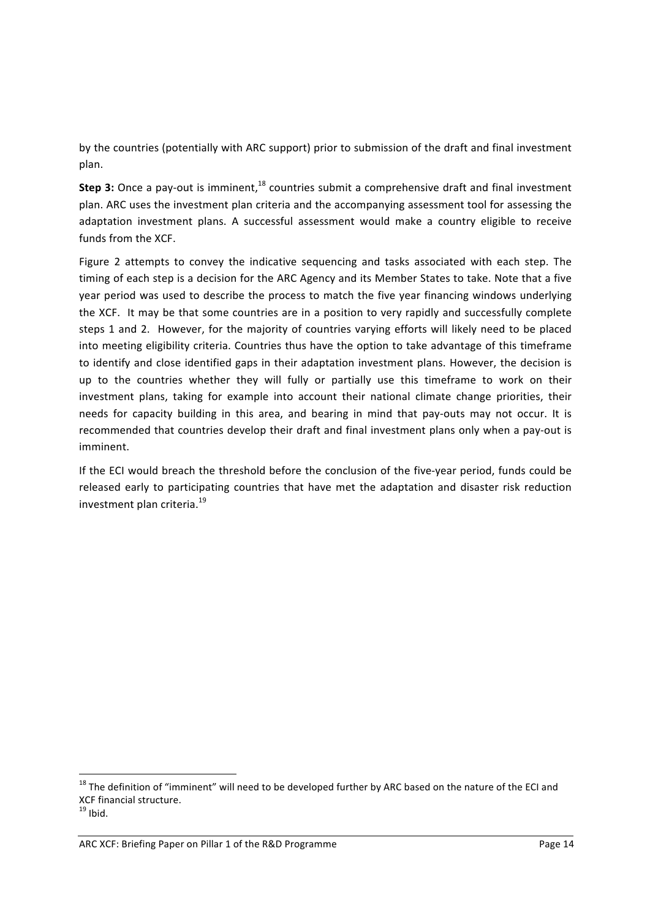by the countries (potentially with ARC support) prior to submission of the draft and final investment plan.

**Step 3:** Once a pay-out is imminent,[18] countries submit a comprehensive draft and final investment plan. ARC uses the investment plan criteria and the accompanying assessment tool for assessing the adaptation investment plans. A successful assessment would make a country eligible to receive funds from the XCF.

Figure 2 attempts to convey the indicative sequencing and tasks associated with each step. The timing of each step is a decision for the ARC Agency and its Member States to take. Note that a five year period was used to describe the process to match the five year financing windows underlying the XCF. It may be that some countries are in a position to very rapidly and successfully complete steps 1 and 2. However, for the majority of countries varying efforts will likely need to be placed into meeting eligibility criteria. Countries thus have the option to take advantage of this timeframe to identify and close identified gaps in their adaptation investment plans. However, the decision is up to the countries whether they will fully or partially use this timeframe to work on their investment plans, taking for example into account their national climate change priorities, their needs for capacity building in this area, and bearing in mind that pay-outs may not occur. It is recommended that countries develop their draft and final investment plans only when a pay-out is imminent.

If the ECI would breach the threshold before the conclusion of the five-year period, funds could be released early to participating countries that have met the adaptation and disaster risk reduction investment plan criteria.[19]

---

[18] The definition of "imminent" will need to be developed further by ARC based on the nature of the ECI and XCF financial structure.

[19] Ibid.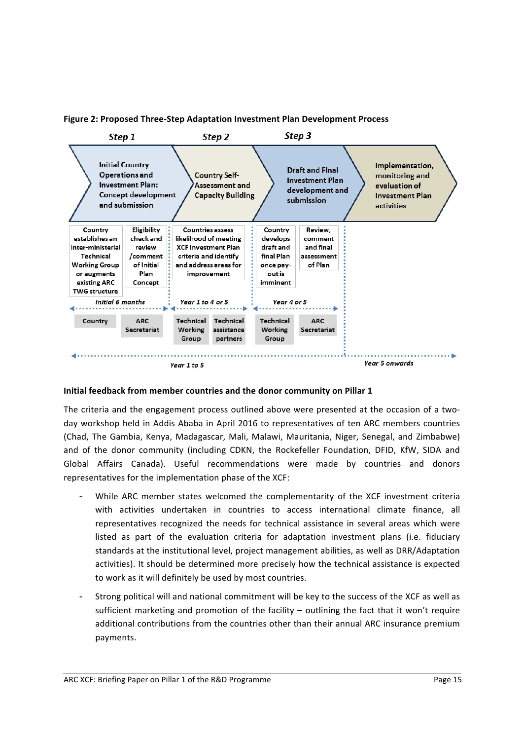**Figure 2: Proposed Three-Step Adaptation Investment Plan Development Process**

| Step 1 | | Step 2 | Step 3 | | |
|---|---|---|---|---|---|
| Initial Country Operations and Investment Plan: Concept development and submission | | Country Self-Assessment and Capacity Building | Draft and Final Investment Plan development and submission | | Implementation, monitoring and evaluation of Investment Plan activities |
| Country establishes an inter-ministerial Technical Working Group or augments existing ARC TWG structure | Eligibility check and review /comment of Initial Plan Concept | Countries assess likelihood of meeting XCF Investment Plan criteria and identify and address areas for improvement | Country develops draft and final Plan once pay-out is imminent | Review, comment and final assessment of Plan | |
| *Initial 6 months* | | *Year 1 to 4 or 5* | *Year 4 or 5* | | |
| Country | ARC Secretariat | Technical Working Group; Technical assistance partners | Technical Working Group | ARC Secretariat | |
| *Year 1 to 5* | | | | | *Year 5 onwards* |

**Initial feedback from member countries and the donor community on Pillar 1**

The criteria and the engagement process outlined above were presented at the occasion of a two-day workshop held in Addis Ababa in April 2016 to representatives of ten ARC members countries (Chad, The Gambia, Kenya, Madagascar, Mali, Malawi, Mauritania, Niger, Senegal, and Zimbabwe) and of the donor community (including CDKN, the Rockefeller Foundation, DFID, KfW, SIDA and Global Affairs Canada). Useful recommendations were made by countries and donors representatives for the implementation phase of the XCF:

- While ARC member states welcomed the complementarity of the XCF investment criteria with activities undertaken in countries to access international climate finance, all representatives recognized the needs for technical assistance in several areas which were listed as part of the evaluation criteria for adaptation investment plans (i.e. fiduciary standards at the institutional level, project management abilities, as well as DRR/Adaptation activities). It should be determined more precisely how the technical assistance is expected to work as it will definitely be used by most countries.
- Strong political will and national commitment will be key to the success of the XCF as well as sufficient marketing and promotion of the facility – outlining the fact that it won't require additional contributions from the countries other than their annual ARC insurance premium payments.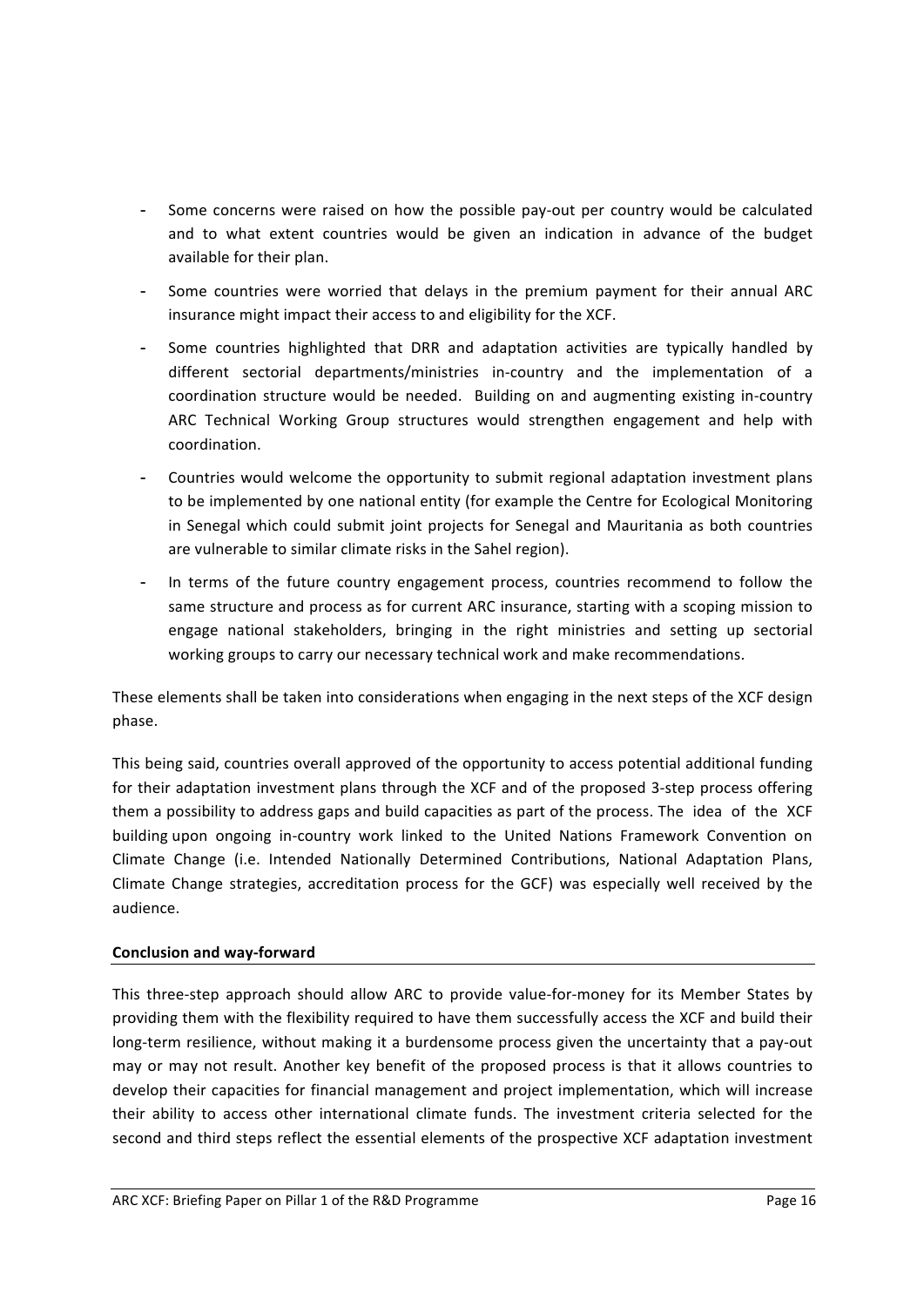- Some concerns were raised on how the possible pay-out per country would be calculated and to what extent countries would be given an indication in advance of the budget available for their plan.
- Some countries were worried that delays in the premium payment for their annual ARC insurance might impact their access to and eligibility for the XCF.
- Some countries highlighted that DRR and adaptation activities are typically handled by different sectorial departments/ministries in-country and the implementation of a coordination structure would be needed. Building on and augmenting existing in-country ARC Technical Working Group structures would strengthen engagement and help with coordination.
- Countries would welcome the opportunity to submit regional adaptation investment plans to be implemented by one national entity (for example the Centre for Ecological Monitoring in Senegal which could submit joint projects for Senegal and Mauritania as both countries are vulnerable to similar climate risks in the Sahel region).
- In terms of the future country engagement process, countries recommend to follow the same structure and process as for current ARC insurance, starting with a scoping mission to engage national stakeholders, bringing in the right ministries and setting up sectorial working groups to carry our necessary technical work and make recommendations.

These elements shall be taken into considerations when engaging in the next steps of the XCF design phase.

This being said, countries overall approved of the opportunity to access potential additional funding for their adaptation investment plans through the XCF and of the proposed 3-step process offering them a possibility to address gaps and build capacities as part of the process. The idea of the XCF building upon ongoing in-country work linked to the United Nations Framework Convention on Climate Change (i.e. Intended Nationally Determined Contributions, National Adaptation Plans, Climate Change strategies, accreditation process for the GCF) was especially well received by the audience.

**Conclusion and way-forward**

This three-step approach should allow ARC to provide value-for-money for its Member States by providing them with the flexibility required to have them successfully access the XCF and build their long-term resilience, without making it a burdensome process given the uncertainty that a pay-out may or may not result. Another key benefit of the proposed process is that it allows countries to develop their capacities for financial management and project implementation, which will increase their ability to access other international climate funds. The investment criteria selected for the second and third steps reflect the essential elements of the prospective XCF adaptation investment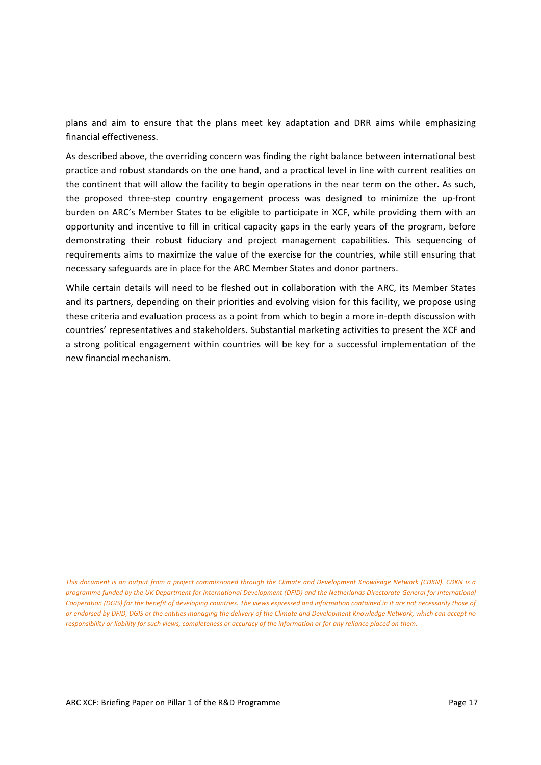plans and aim to ensure that the plans meet key adaptation and DRR aims while emphasizing financial effectiveness.

As described above, the overriding concern was finding the right balance between international best practice and robust standards on the one hand, and a practical level in line with current realities on the continent that will allow the facility to begin operations in the near term on the other. As such, the proposed three-step country engagement process was designed to minimize the up-front burden on ARC's Member States to be eligible to participate in XCF, while providing them with an opportunity and incentive to fill in critical capacity gaps in the early years of the program, before demonstrating their robust fiduciary and project management capabilities. This sequencing of requirements aims to maximize the value of the exercise for the countries, while still ensuring that necessary safeguards are in place for the ARC Member States and donor partners.

While certain details will need to be fleshed out in collaboration with the ARC, its Member States and its partners, depending on their priorities and evolving vision for this facility, we propose using these criteria and evaluation process as a point from which to begin a more in-depth discussion with countries' representatives and stakeholders. Substantial marketing activities to present the XCF and a strong political engagement within countries will be key for a successful implementation of the new financial mechanism.

*This document is an output from a project commissioned through the Climate and Development Knowledge Network (CDKN). CDKN is a programme funded by the UK Department for International Development (DFID) and the Netherlands Directorate-General for International Cooperation (DGIS) for the benefit of developing countries. The views expressed and information contained in it are not necessarily those of or endorsed by DFID, DGIS or the entities managing the delivery of the Climate and Development Knowledge Network, which can accept no responsibility or liability for such views, completeness or accuracy of the information or for any reliance placed on them.*